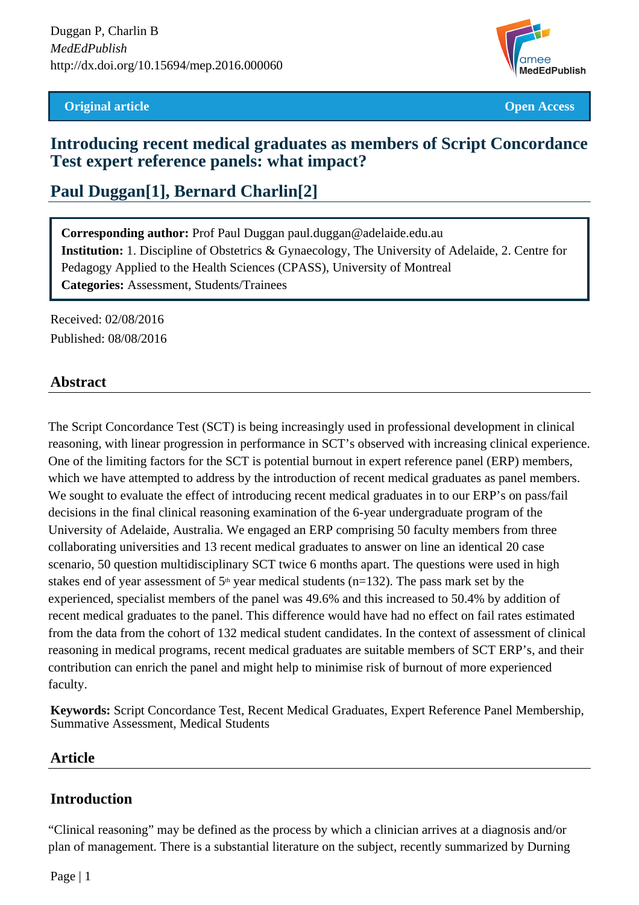**Original article** **Open Access**

# Introducing recent medical graduates as members of Script Concordance Test expert reference panels: what impact?

## Paul Duggan[1], Bernard Charlin[2]

**Corresponding author:** Prof Paul Duggan paul.duggan@adelaide.edu.au
**Institution:** 1. Discipline of Obstetrics & Gynaecology, The University of Adelaide, 2. Centre for Pedagogy Applied to the Health Sciences (CPASS), University of Montreal
**Categories:** Assessment, Students/Trainees

Received: 02/08/2016
Published: 08/08/2016

## Abstract

The Script Concordance Test (SCT) is being increasingly used in professional development in clinical reasoning, with linear progression in performance in SCT's observed with increasing clinical experience. One of the limiting factors for the SCT is potential burnout in expert reference panel (ERP) members, which we have attempted to address by the introduction of recent medical graduates as panel members. We sought to evaluate the effect of introducing recent medical graduates in to our ERP's on pass/fail decisions in the final clinical reasoning examination of the 6-year undergraduate program of the University of Adelaide, Australia. We engaged an ERP comprising 50 faculty members from three collaborating universities and 13 recent medical graduates to answer on line an identical 20 case scenario, 50 question multidisciplinary SCT twice 6 months apart. The questions were used in high stakes end of year assessment of 5th year medical students (n=132). The pass mark set by the experienced, specialist members of the panel was 49.6% and this increased to 50.4% by addition of recent medical graduates to the panel. This difference would have had no effect on fail rates estimated from the data from the cohort of 132 medical student candidates. In the context of assessment of clinical reasoning in medical programs, recent medical graduates are suitable members of SCT ERP's, and their contribution can enrich the panel and might help to minimise risk of burnout of more experienced faculty.

**Keywords:** Script Concordance Test, Recent Medical Graduates, Expert Reference Panel Membership, Summative Assessment, Medical Students

## Article

## Introduction

"Clinical reasoning" may be defined as the process by which a clinician arrives at a diagnosis and/or plan of management. There is a substantial literature on the subject, recently summarized by Durning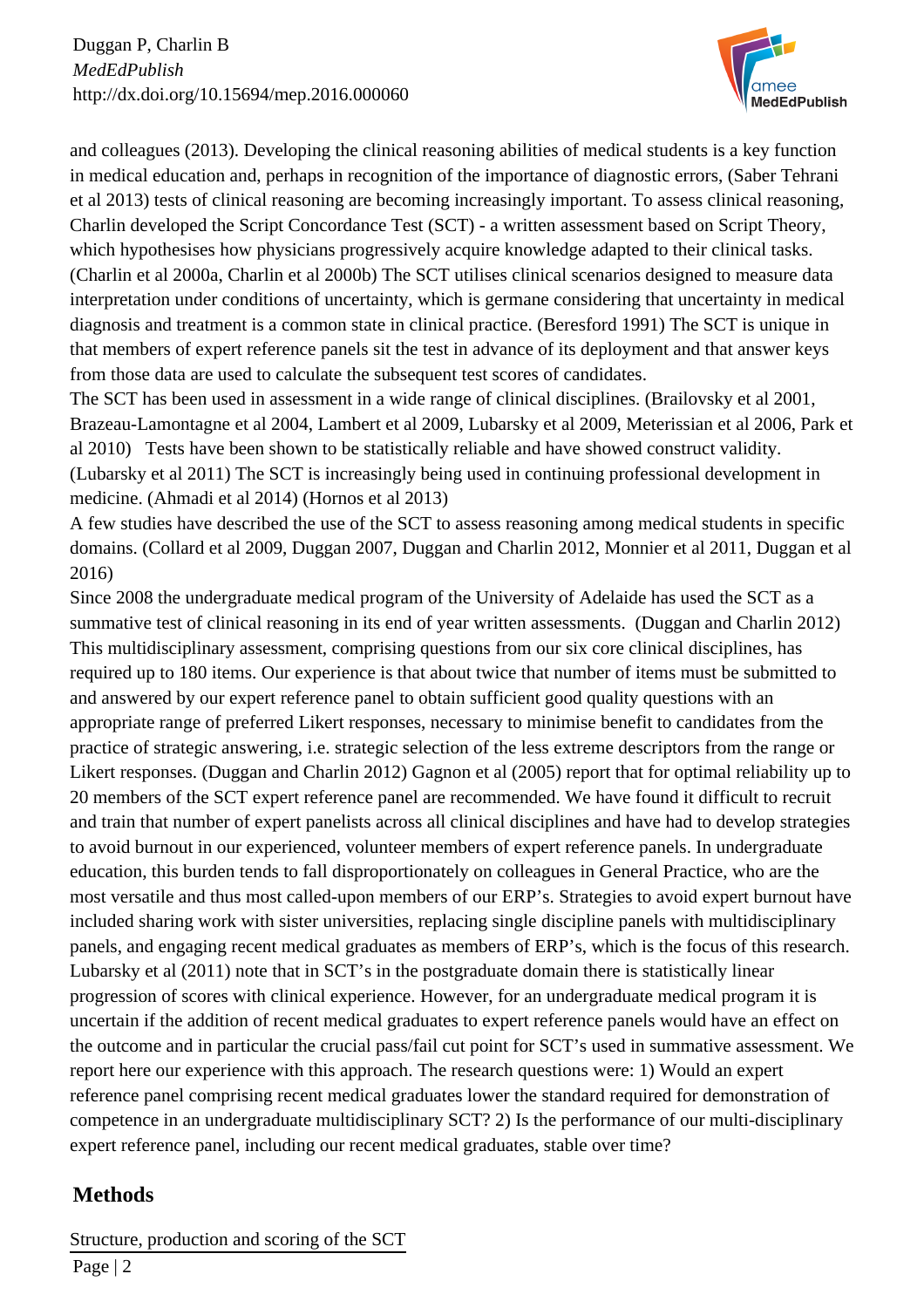and colleagues (2013). Developing the clinical reasoning abilities of medical students is a key function in medical education and, perhaps in recognition of the importance of diagnostic errors, (Saber Tehrani et al 2013) tests of clinical reasoning are becoming increasingly important. To assess clinical reasoning, Charlin developed the Script Concordance Test (SCT) - a written assessment based on Script Theory, which hypothesises how physicians progressively acquire knowledge adapted to their clinical tasks. (Charlin et al 2000a, Charlin et al 2000b) The SCT utilises clinical scenarios designed to measure data interpretation under conditions of uncertainty, which is germane considering that uncertainty in medical diagnosis and treatment is a common state in clinical practice. (Beresford 1991) The SCT is unique in that members of expert reference panels sit the test in advance of its deployment and that answer keys from those data are used to calculate the subsequent test scores of candidates.

The SCT has been used in assessment in a wide range of clinical disciplines. (Brailovsky et al 2001, Brazeau-Lamontagne et al 2004, Lambert et al 2009, Lubarsky et al 2009, Meterissian et al 2006, Park et al 2010) Tests have been shown to be statistically reliable and have showed construct validity. (Lubarsky et al 2011) The SCT is increasingly being used in continuing professional development in medicine. (Ahmadi et al 2014) (Hornos et al 2013)

A few studies have described the use of the SCT to assess reasoning among medical students in specific domains. (Collard et al 2009, Duggan 2007, Duggan and Charlin 2012, Monnier et al 2011, Duggan et al 2016)

Since 2008 the undergraduate medical program of the University of Adelaide has used the SCT as a summative test of clinical reasoning in its end of year written assessments. (Duggan and Charlin 2012) This multidisciplinary assessment, comprising questions from our six core clinical disciplines, has required up to 180 items. Our experience is that about twice that number of items must be submitted to and answered by our expert reference panel to obtain sufficient good quality questions with an appropriate range of preferred Likert responses, necessary to minimise benefit to candidates from the practice of strategic answering, i.e. strategic selection of the less extreme descriptors from the range or Likert responses. (Duggan and Charlin 2012) Gagnon et al (2005) report that for optimal reliability up to 20 members of the SCT expert reference panel are recommended. We have found it difficult to recruit and train that number of expert panelists across all clinical disciplines and have had to develop strategies to avoid burnout in our experienced, volunteer members of expert reference panels. In undergraduate education, this burden tends to fall disproportionately on colleagues in General Practice, who are the most versatile and thus most called-upon members of our ERP's. Strategies to avoid expert burnout have included sharing work with sister universities, replacing single discipline panels with multidisciplinary panels, and engaging recent medical graduates as members of ERP's, which is the focus of this research. Lubarsky et al (2011) note that in SCT's in the postgraduate domain there is statistically linear progression of scores with clinical experience. However, for an undergraduate medical program it is uncertain if the addition of recent medical graduates to expert reference panels would have an effect on the outcome and in particular the crucial pass/fail cut point for SCT's used in summative assessment. We report here our experience with this approach. The research questions were: 1) Would an expert reference panel comprising recent medical graduates lower the standard required for demonstration of competence in an undergraduate multidisciplinary SCT? 2) Is the performance of our multi-disciplinary expert reference panel, including our recent medical graduates, stable over time?

## Methods

Structure, production and scoring of the SCT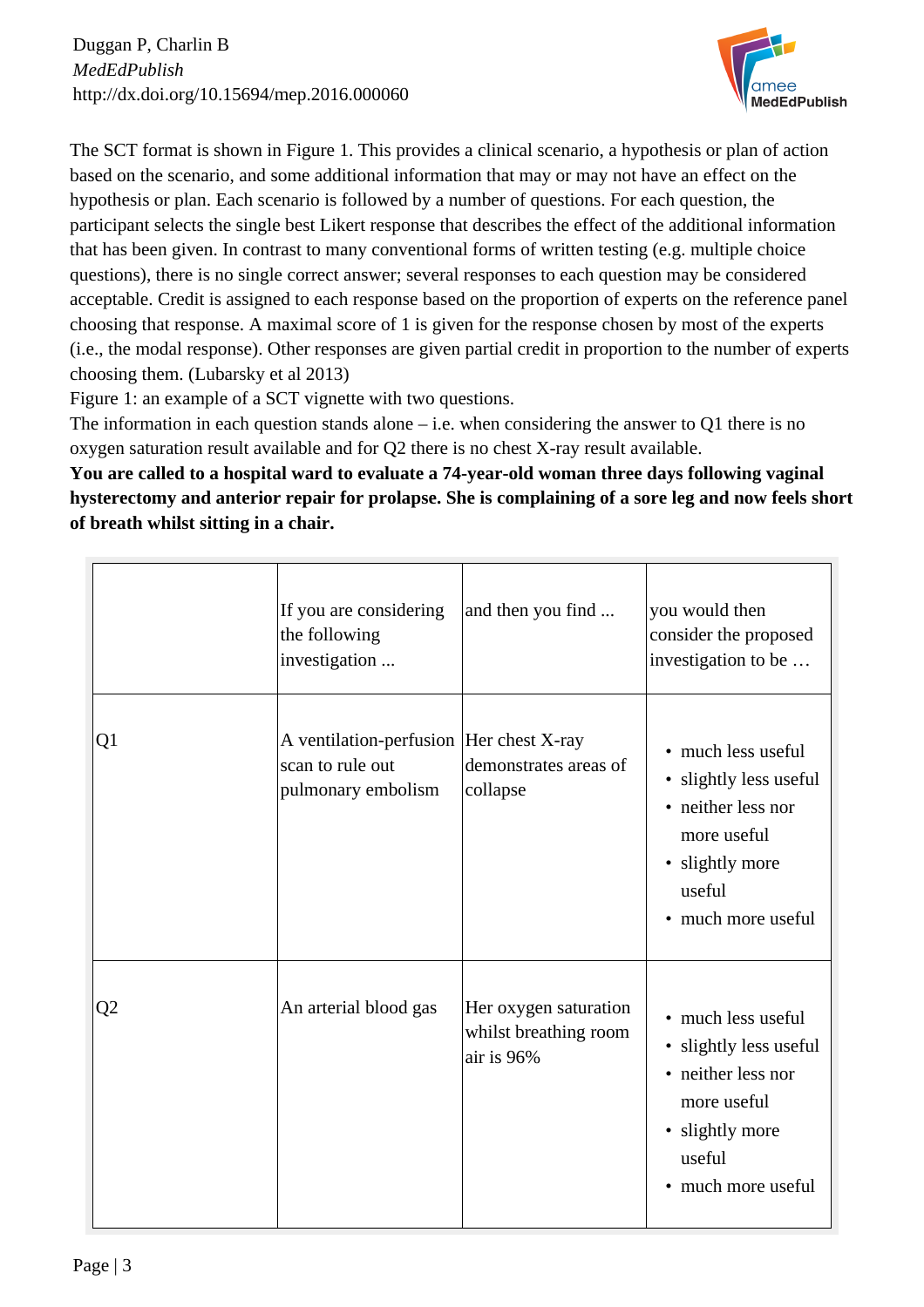The SCT format is shown in Figure 1. This provides a clinical scenario, a hypothesis or plan of action based on the scenario, and some additional information that may or may not have an effect on the hypothesis or plan. Each scenario is followed by a number of questions. For each question, the participant selects the single best Likert response that describes the effect of the additional information that has been given. In contrast to many conventional forms of written testing (e.g. multiple choice questions), there is no single correct answer; several responses to each question may be considered acceptable. Credit is assigned to each response based on the proportion of experts on the reference panel choosing that response. A maximal score of 1 is given for the response chosen by most of the experts (i.e., the modal response). Other responses are given partial credit in proportion to the number of experts choosing them. (Lubarsky et al 2013)

Figure 1: an example of a SCT vignette with two questions.

The information in each question stands alone – i.e. when considering the answer to Q1 there is no oxygen saturation result available and for Q2 there is no chest X-ray result available.

**You are called to a hospital ward to evaluate a 74-year-old woman three days following vaginal hysterectomy and anterior repair for prolapse. She is complaining of a sore leg and now feels short of breath whilst sitting in a chair.**

| | If you are considering the following investigation ... | and then you find ... | you would then consider the proposed investigation to be … |
|---|---|---|---|
| Q1 | A ventilation-perfusion scan to rule out pulmonary embolism | Her chest X-ray demonstrates areas of collapse | • much less useful<br>• slightly less useful<br>• neither less nor more useful<br>• slightly more useful<br>• much more useful |
| Q2 | An arterial blood gas | Her oxygen saturation whilst breathing room air is 96% | • much less useful<br>• slightly less useful<br>• neither less nor more useful<br>• slightly more useful<br>• much more useful |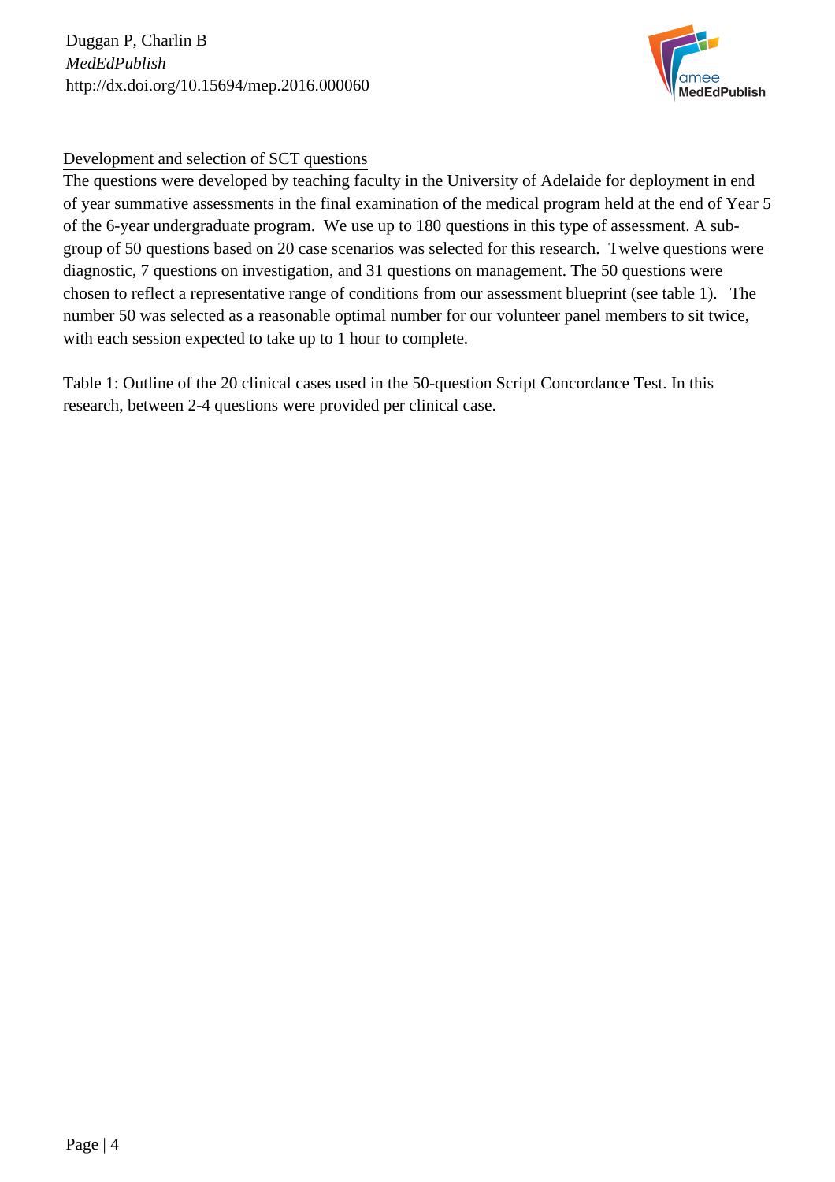Development and selection of SCT questions

The questions were developed by teaching faculty in the University of Adelaide for deployment in end of year summative assessments in the final examination of the medical program held at the end of Year 5 of the 6-year undergraduate program. We use up to 180 questions in this type of assessment. A sub-group of 50 questions based on 20 case scenarios was selected for this research. Twelve questions were diagnostic, 7 questions on investigation, and 31 questions on management. The 50 questions were chosen to reflect a representative range of conditions from our assessment blueprint (see table 1). The number 50 was selected as a reasonable optimal number for our volunteer panel members to sit twice, with each session expected to take up to 1 hour to complete.

Table 1: Outline of the 20 clinical cases used in the 50-question Script Concordance Test. In this research, between 2-4 questions were provided per clinical case.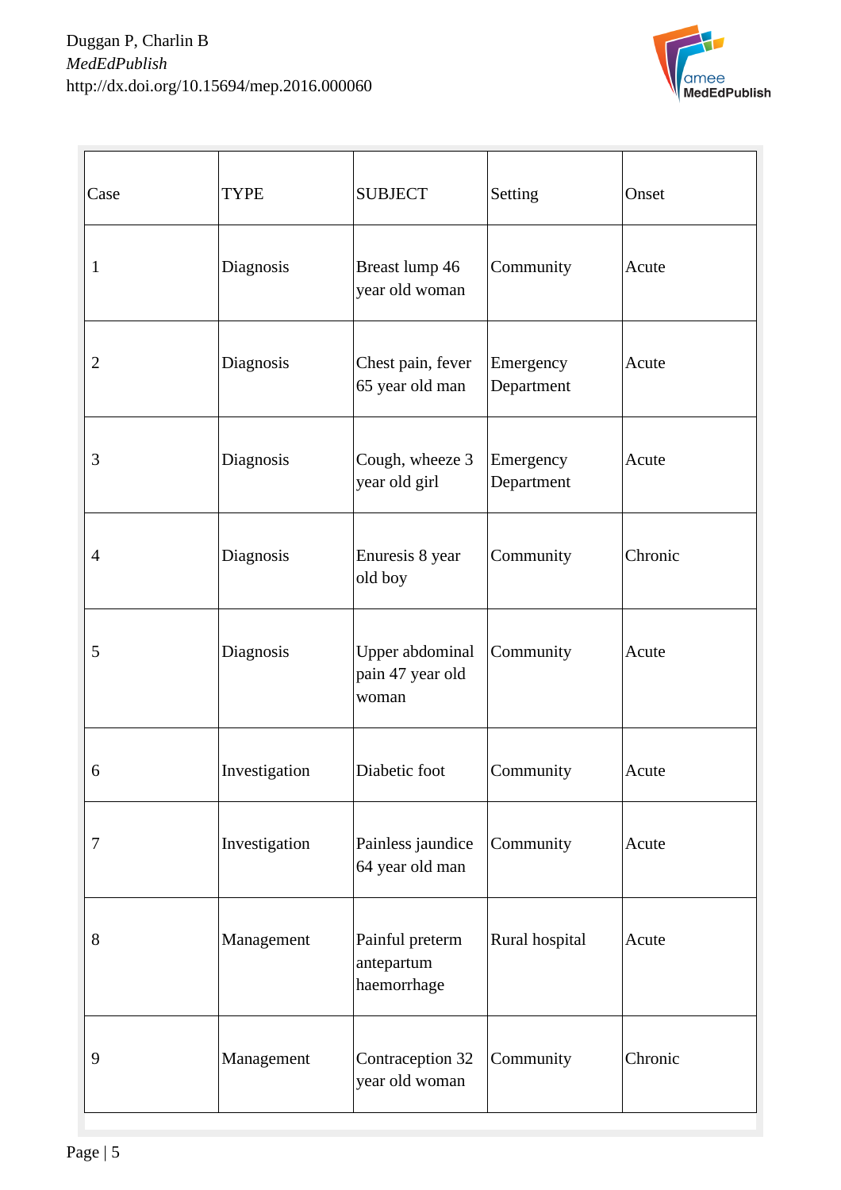| Case | TYPE | SUBJECT | Setting | Onset |
|---|---|---|---|---|
| 1 | Diagnosis | Breast lump 46 year old woman | Community | Acute |
| 2 | Diagnosis | Chest pain, fever 65 year old man | Emergency Department | Acute |
| 3 | Diagnosis | Cough, wheeze 3 year old girl | Emergency Department | Acute |
| 4 | Diagnosis | Enuresis 8 year old boy | Community | Chronic |
| 5 | Diagnosis | Upper abdominal pain 47 year old woman | Community | Acute |
| 6 | Investigation | Diabetic foot | Community | Acute |
| 7 | Investigation | Painless jaundice 64 year old man | Community | Acute |
| 8 | Management | Painful preterm antepartum haemorrhage | Rural hospital | Acute |
| 9 | Management | Contraception 32 year old woman | Community | Chronic |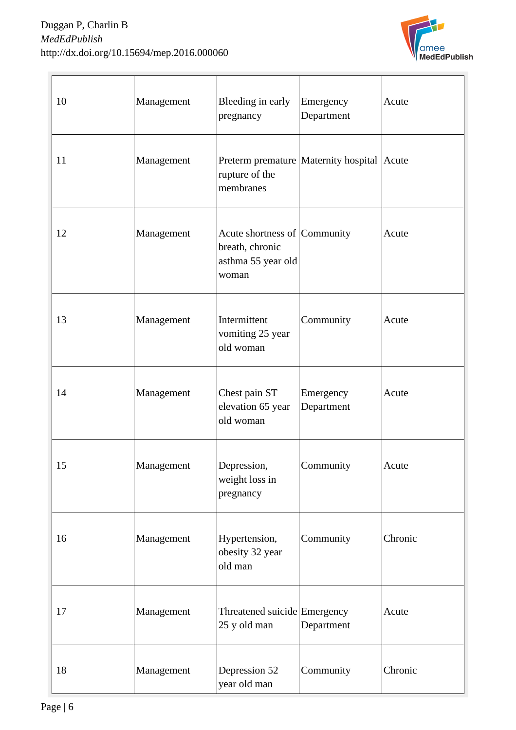| 10 | Management | Bleeding in early pregnancy | Emergency Department | Acute |
|---|---|---|---|---|
| 11 | Management | Preterm premature rupture of the membranes | Maternity hospital | Acute |
| 12 | Management | Acute shortness of breath, chronic asthma 55 year old woman | Community | Acute |
| 13 | Management | Intermittent vomiting 25 year old woman | Community | Acute |
| 14 | Management | Chest pain ST elevation 65 year old woman | Emergency Department | Acute |
| 15 | Management | Depression, weight loss in pregnancy | Community | Acute |
| 16 | Management | Hypertension, obesity 32 year old man | Community | Chronic |
| 17 | Management | Threatened suicide 25 y old man | Emergency Department | Acute |
| 18 | Management | Depression 52 year old man | Community | Chronic |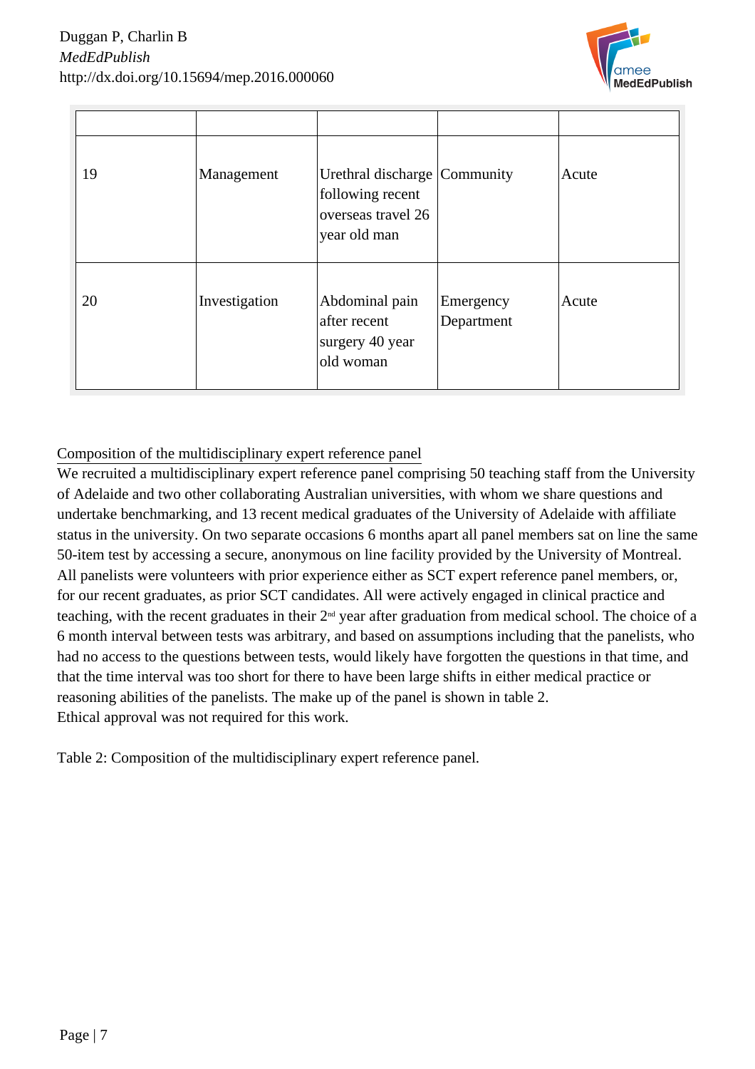| | | | | |
|---|---|---|---|---|
| 19 | Management | Urethral discharge following recent overseas travel 26 year old man | Community | Acute |
| 20 | Investigation | Abdominal pain after recent surgery 40 year old woman | Emergency Department | Acute |

Composition of the multidisciplinary expert reference panel

We recruited a multidisciplinary expert reference panel comprising 50 teaching staff from the University of Adelaide and two other collaborating Australian universities, with whom we share questions and undertake benchmarking, and 13 recent medical graduates of the University of Adelaide with affiliate status in the university. On two separate occasions 6 months apart all panel members sat on line the same 50-item test by accessing a secure, anonymous on line facility provided by the University of Montreal. All panelists were volunteers with prior experience either as SCT expert reference panel members, or, for our recent graduates, as prior SCT candidates. All were actively engaged in clinical practice and teaching, with the recent graduates in their 2nd year after graduation from medical school. The choice of a 6 month interval between tests was arbitrary, and based on assumptions including that the panelists, who had no access to the questions between tests, would likely have forgotten the questions in that time, and that the time interval was too short for there to have been large shifts in either medical practice or reasoning abilities of the panelists. The make up of the panel is shown in table 2.
Ethical approval was not required for this work.

Table 2: Composition of the multidisciplinary expert reference panel.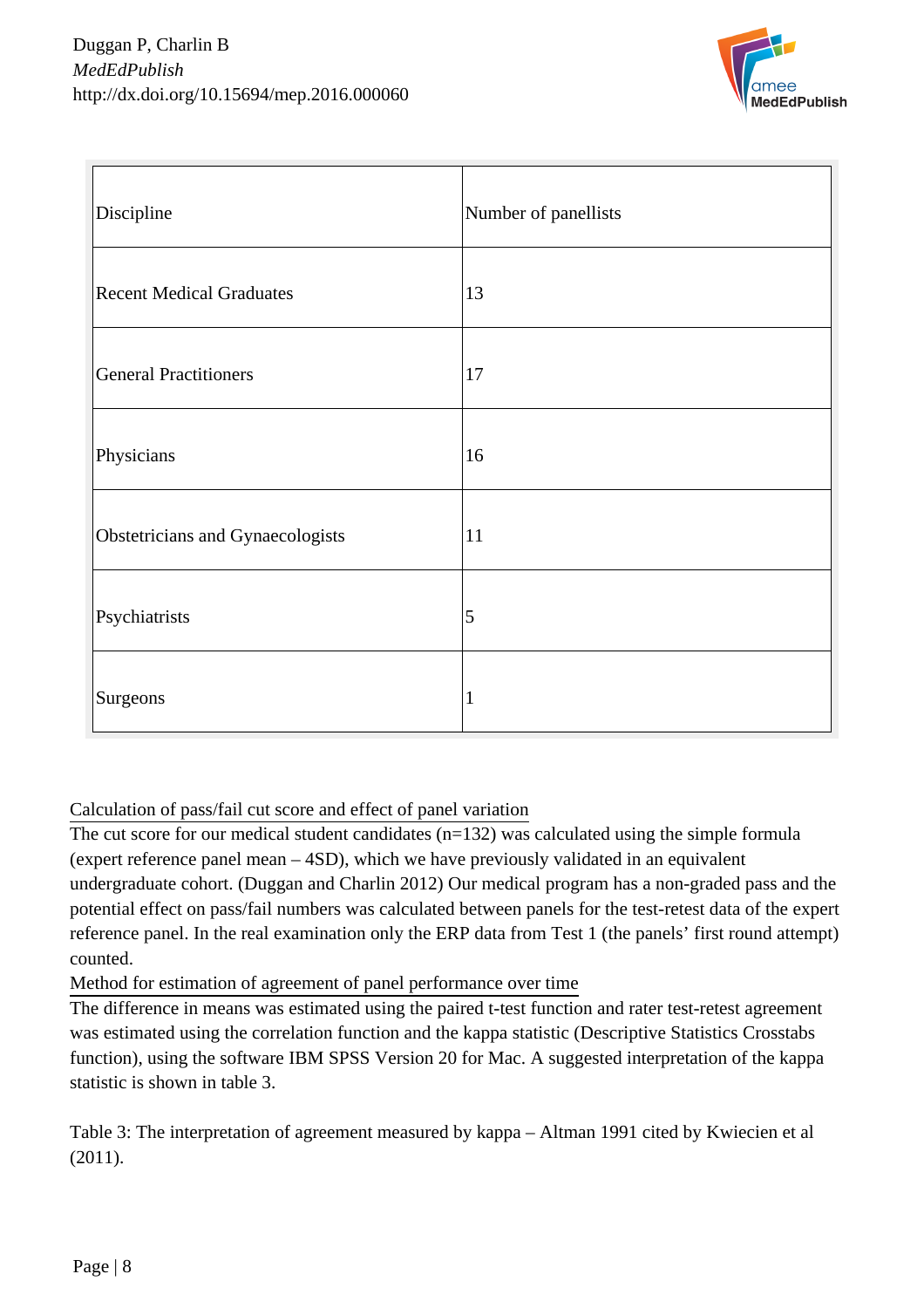| Discipline | Number of panellists |
|---|---|
| Recent Medical Graduates | 13 |
| General Practitioners | 17 |
| Physicians | 16 |
| Obstetricians and Gynaecologists | 11 |
| Psychiatrists | 5 |
| Surgeons | 1 |

Calculation of pass/fail cut score and effect of panel variation

The cut score for our medical student candidates (n=132) was calculated using the simple formula (expert reference panel mean – 4SD), which we have previously validated in an equivalent undergraduate cohort. (Duggan and Charlin 2012) Our medical program has a non-graded pass and the potential effect on pass/fail numbers was calculated between panels for the test-retest data of the expert reference panel. In the real examination only the ERP data from Test 1 (the panels' first round attempt) counted.

Method for estimation of agreement of panel performance over time

The difference in means was estimated using the paired t-test function and rater test-retest agreement was estimated using the correlation function and the kappa statistic (Descriptive Statistics Crosstabs function), using the software IBM SPSS Version 20 for Mac. A suggested interpretation of the kappa statistic is shown in table 3.

Table 3: The interpretation of agreement measured by kappa – Altman 1991 cited by Kwiecien et al (2011).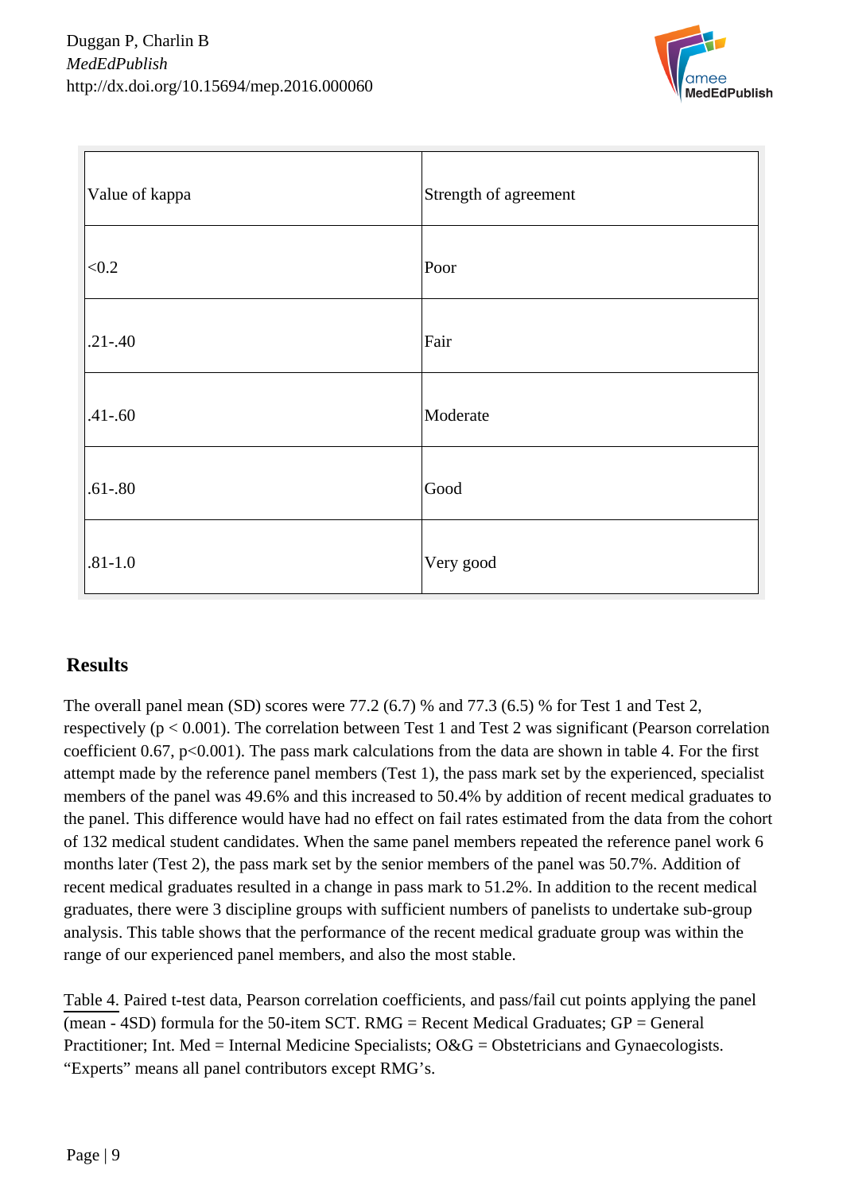| Value of kappa | Strength of agreement |
|---|---|
| <0.2 | Poor |
| .21-.40 | Fair |
| .41-.60 | Moderate |
| .61-.80 | Good |
| .81-1.0 | Very good |

## Results

The overall panel mean (SD) scores were 77.2 (6.7) % and 77.3 (6.5) % for Test 1 and Test 2, respectively ($p < 0.001$). The correlation between Test 1 and Test 2 was significant (Pearson correlation coefficient 0.67, $p<0.001$). The pass mark calculations from the data are shown in table 4. For the first attempt made by the reference panel members (Test 1), the pass mark set by the experienced, specialist members of the panel was 49.6% and this increased to 50.4% by addition of recent medical graduates to the panel. This difference would have had no effect on fail rates estimated from the data from the cohort of 132 medical student candidates. When the same panel members repeated the reference panel work 6 months later (Test 2), the pass mark set by the senior members of the panel was 50.7%. Addition of recent medical graduates resulted in a change in pass mark to 51.2%. In addition to the recent medical graduates, there were 3 discipline groups with sufficient numbers of panelists to undertake sub-group analysis. This table shows that the performance of the recent medical graduate group was within the range of our experienced panel members, and also the most stable.

Table 4. Paired t-test data, Pearson correlation coefficients, and pass/fail cut points applying the panel (mean - 4SD) formula for the 50-item SCT. RMG = Recent Medical Graduates; GP = General Practitioner; Int. Med = Internal Medicine Specialists; O&G = Obstetricians and Gynaecologists. "Experts" means all panel contributors except RMG's.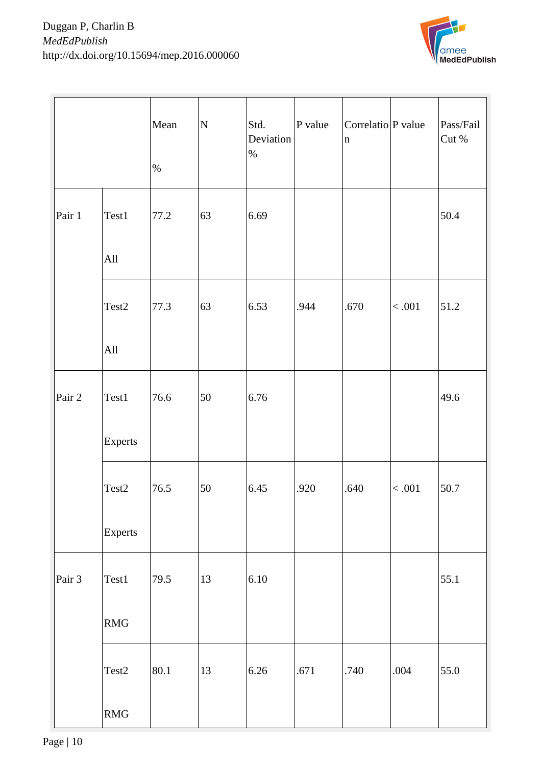| | | Mean % | N | Std. Deviation % | P value | Correlation | P value | Pass/Fail Cut % |
|---|---|---|---|---|---|---|---|---|
| Pair 1 | Test1 All | 77.2 | 63 | 6.69 | | | | 50.4 |
| | Test2 All | 77.3 | 63 | 6.53 | .944 | .670 | < .001 | 51.2 |
| Pair 2 | Test1 Experts | 76.6 | 50 | 6.76 | | | | 49.6 |
| | Test2 Experts | 76.5 | 50 | 6.45 | .920 | .640 | < .001 | 50.7 |
| Pair 3 | Test1 RMG | 79.5 | 13 | 6.10 | | | | 55.1 |
| | Test2 RMG | 80.1 | 13 | 6.26 | .671 | .740 | .004 | 55.0 |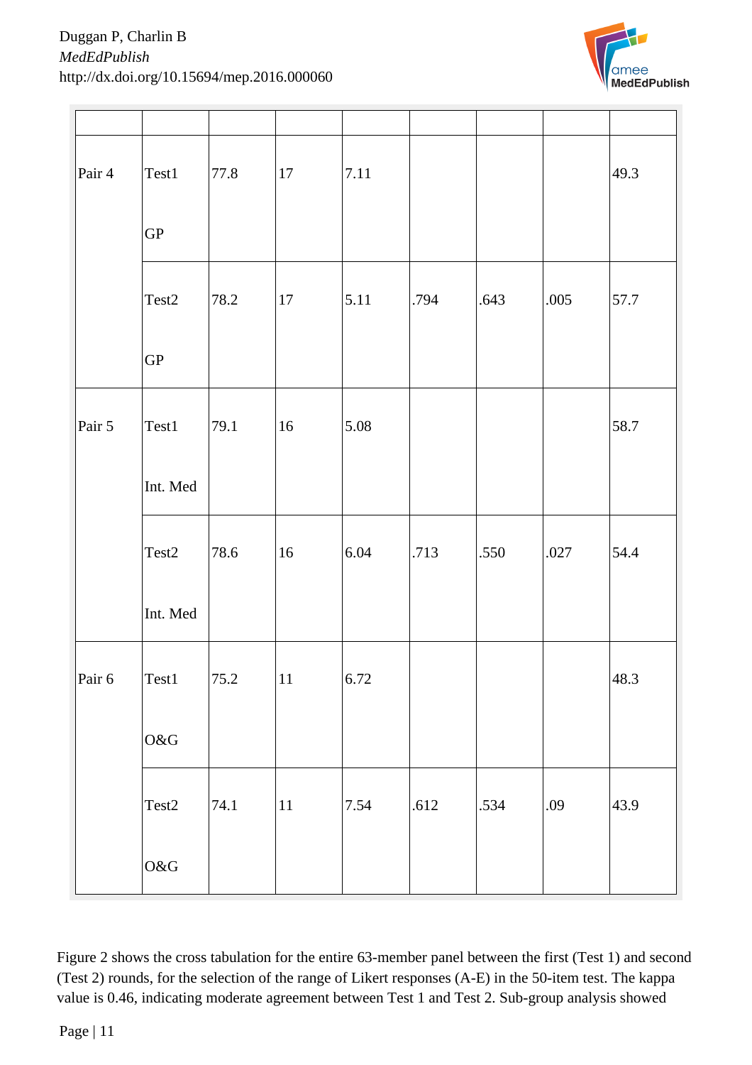| | | | | | | | | |
|---|---|---|---|---|---|---|---|---|
| Pair 4 | Test1 GP | 77.8 | 17 | 7.11 | | | | 49.3 |
| | Test2 GP | 78.2 | 17 | 5.11 | .794 | .643 | .005 | 57.7 |
| Pair 5 | Test1 Int. Med | 79.1 | 16 | 5.08 | | | | 58.7 |
| | Test2 Int. Med | 78.6 | 16 | 6.04 | .713 | .550 | .027 | 54.4 |
| Pair 6 | Test1 O&G | 75.2 | 11 | 6.72 | | | | 48.3 |
| | Test2 O&G | 74.1 | 11 | 7.54 | .612 | .534 | .09 | 43.9 |

Figure 2 shows the cross tabulation for the entire 63-member panel between the first (Test 1) and second (Test 2) rounds, for the selection of the range of Likert responses (A-E) in the 50-item test. The kappa value is 0.46, indicating moderate agreement between Test 1 and Test 2. Sub-group analysis showed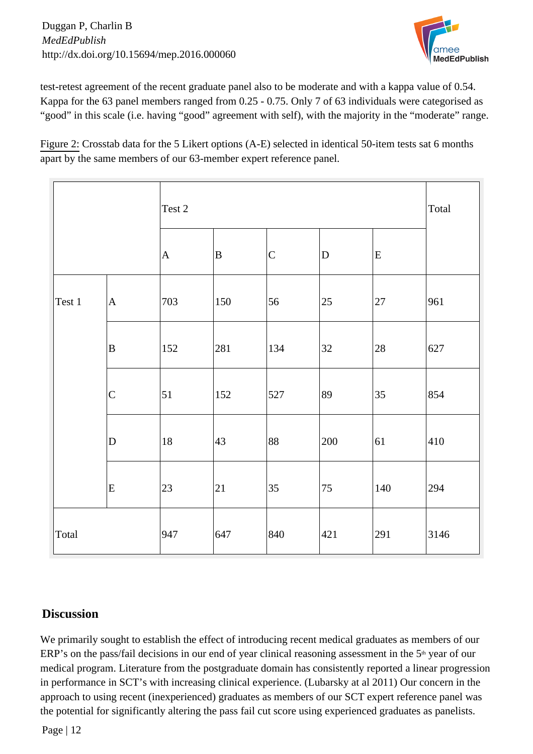test-retest agreement of the recent graduate panel also to be moderate and with a kappa value of 0.54. Kappa for the 63 panel members ranged from 0.25 - 0.75. Only 7 of 63 individuals were categorised as “good” in this scale (i.e. having “good” agreement with self), with the majority in the “moderate” range.

Figure 2: Crosstab data for the 5 Likert options (A-E) selected in identical 50-item tests sat 6 months apart by the same members of our 63-member expert reference panel.

| | | Test 2 | | | | | Total |
|---|---|---|---|---|---|---|---|
| | | A | B | C | D | E | |
| Test 1 | A | 703 | 150 | 56 | 25 | 27 | 961 |
| | B | 152 | 281 | 134 | 32 | 28 | 627 |
| | C | 51 | 152 | 527 | 89 | 35 | 854 |
| | D | 18 | 43 | 88 | 200 | 61 | 410 |
| | E | 23 | 21 | 35 | 75 | 140 | 294 |
| Total | | 947 | 647 | 840 | 421 | 291 | 3146 |

## Discussion

We primarily sought to establish the effect of introducing recent medical graduates as members of our ERP’s on the pass/fail decisions in our end of year clinical reasoning assessment in the 5th year of our medical program. Literature from the postgraduate domain has consistently reported a linear progression in performance in SCT’s with increasing clinical experience. (Lubarsky at al 2011) Our concern in the approach to using recent (inexperienced) graduates as members of our SCT expert reference panel was the potential for significantly altering the pass fail cut score using experienced graduates as panelists.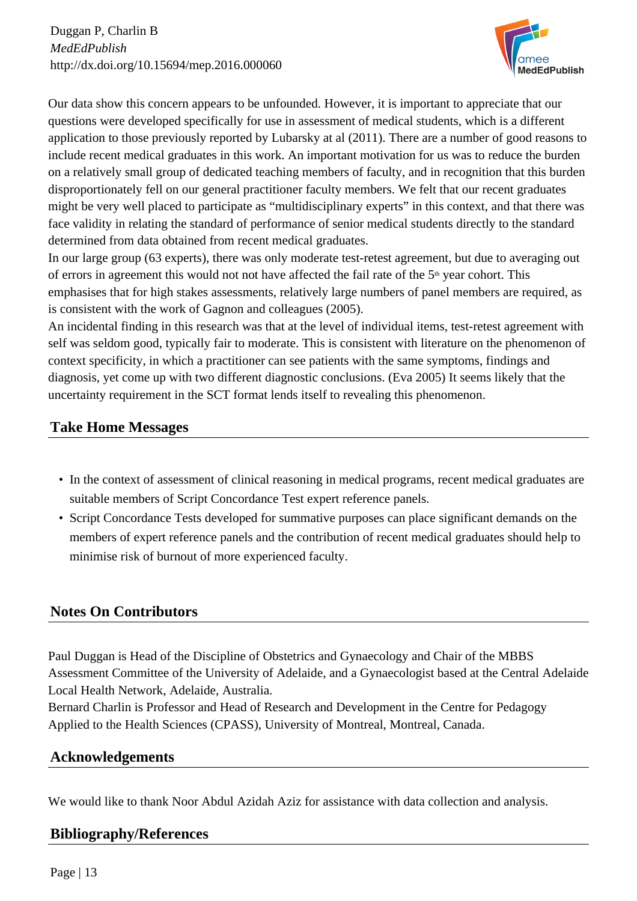Our data show this concern appears to be unfounded. However, it is important to appreciate that our questions were developed specifically for use in assessment of medical students, which is a different application to those previously reported by Lubarsky at al (2011). There are a number of good reasons to include recent medical graduates in this work. An important motivation for us was to reduce the burden on a relatively small group of dedicated teaching members of faculty, and in recognition that this burden disproportionately fell on our general practitioner faculty members. We felt that our recent graduates might be very well placed to participate as "multidisciplinary experts" in this context, and that there was face validity in relating the standard of performance of senior medical students directly to the standard determined from data obtained from recent medical graduates.

In our large group (63 experts), there was only moderate test-retest agreement, but due to averaging out of errors in agreement this would not not have affected the fail rate of the 5th year cohort. This emphasises that for high stakes assessments, relatively large numbers of panel members are required, as is consistent with the work of Gagnon and colleagues (2005).

An incidental finding in this research was that at the level of individual items, test-retest agreement with self was seldom good, typically fair to moderate. This is consistent with literature on the phenomenon of context specificity, in which a practitioner can see patients with the same symptoms, findings and diagnosis, yet come up with two different diagnostic conclusions. (Eva 2005) It seems likely that the uncertainty requirement in the SCT format lends itself to revealing this phenomenon.

## Take Home Messages

- In the context of assessment of clinical reasoning in medical programs, recent medical graduates are suitable members of Script Concordance Test expert reference panels.
- Script Concordance Tests developed for summative purposes can place significant demands on the members of expert reference panels and the contribution of recent medical graduates should help to minimise risk of burnout of more experienced faculty.

## Notes On Contributors

Paul Duggan is Head of the Discipline of Obstetrics and Gynaecology and Chair of the MBBS Assessment Committee of the University of Adelaide, and a Gynaecologist based at the Central Adelaide Local Health Network, Adelaide, Australia.

Bernard Charlin is Professor and Head of Research and Development in the Centre for Pedagogy Applied to the Health Sciences (CPASS), University of Montreal, Montreal, Canada.

## Acknowledgements

We would like to thank Noor Abdul Azidah Aziz for assistance with data collection and analysis.

## Bibliography/References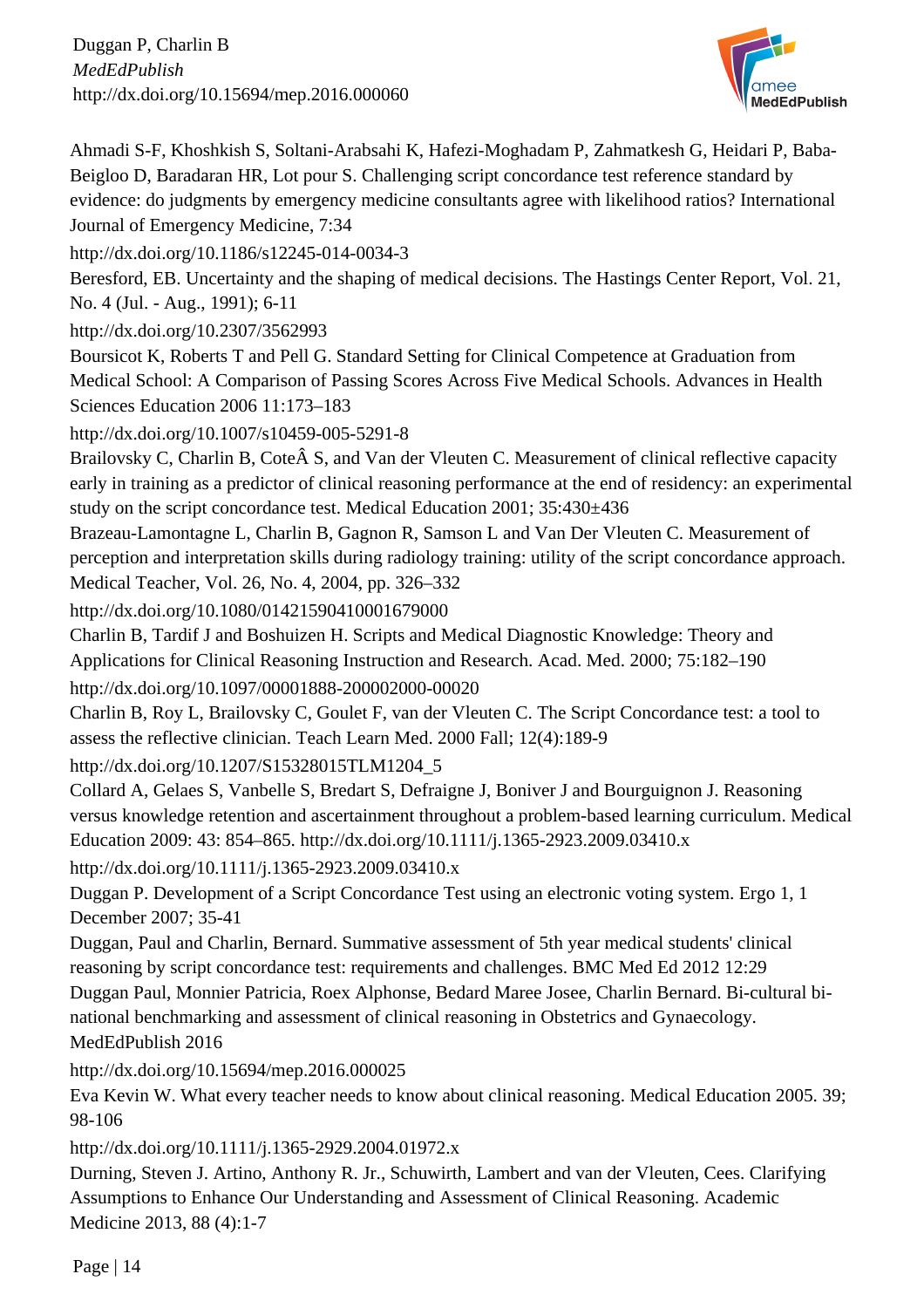Ahmadi S-F, Khoshkish S, Soltani-Arabsahi K, Hafezi-Moghadam P, Zahmatkesh G, Heidari P, Baba-Beigloo D, Baradaran HR, Lot pour S. Challenging script concordance test reference standard by evidence: do judgments by emergency medicine consultants agree with likelihood ratios? International Journal of Emergency Medicine, 7:34

http://dx.doi.org/10.1186/s12245-014-0034-3

Beresford, EB. Uncertainty and the shaping of medical decisions. The Hastings Center Report, Vol. 21, No. 4 (Jul. - Aug., 1991); 6-11

http://dx.doi.org/10.2307/3562993

Boursicot K, Roberts T and Pell G. Standard Setting for Clinical Competence at Graduation from Medical School: A Comparison of Passing Scores Across Five Medical Schools. Advances in Health Sciences Education 2006 11:173–183

http://dx.doi.org/10.1007/s10459-005-5291-8

Brailovsky C, Charlin B, CoteÂ S, and Van der Vleuten C. Measurement of clinical reflective capacity early in training as a predictor of clinical reasoning performance at the end of residency: an experimental study on the script concordance test. Medical Education 2001; 35:430±436

Brazeau-Lamontagne L, Charlin B, Gagnon R, Samson L and Van Der Vleuten C. Measurement of perception and interpretation skills during radiology training: utility of the script concordance approach. Medical Teacher, Vol. 26, No. 4, 2004, pp. 326–332

http://dx.doi.org/10.1080/01421590410001679000

Charlin B, Tardif J and Boshuizen H. Scripts and Medical Diagnostic Knowledge: Theory and Applications for Clinical Reasoning Instruction and Research. Acad. Med. 2000; 75:182–190

http://dx.doi.org/10.1097/00001888-200002000-00020

Charlin B, Roy L, Brailovsky C, Goulet F, van der Vleuten C. The Script Concordance test: a tool to assess the reflective clinician. Teach Learn Med. 2000 Fall; 12(4):189-9

http://dx.doi.org/10.1207/S15328015TLM1204_5

Collard A, Gelaes S, Vanbelle S, Bredart S, Defraigne J, Boniver J and Bourguignon J. Reasoning versus knowledge retention and ascertainment throughout a problem-based learning curriculum. Medical Education 2009: 43: 854–865. http://dx.doi.org/10.1111/j.1365-2923.2009.03410.x

http://dx.doi.org/10.1111/j.1365-2923.2009.03410.x

Duggan P. Development of a Script Concordance Test using an electronic voting system. Ergo 1, 1 December 2007; 35-41

Duggan, Paul and Charlin, Bernard. Summative assessment of 5th year medical students' clinical reasoning by script concordance test: requirements and challenges. BMC Med Ed 2012 12:29

Duggan Paul, Monnier Patricia, Roex Alphonse, Bedard Maree Josee, Charlin Bernard. Bi-cultural bi-national benchmarking and assessment of clinical reasoning in Obstetrics and Gynaecology. MedEdPublish 2016

http://dx.doi.org/10.15694/mep.2016.000025

Eva Kevin W. What every teacher needs to know about clinical reasoning. Medical Education 2005. 39; 98-106

http://dx.doi.org/10.1111/j.1365-2929.2004.01972.x

Durning, Steven J. Artino, Anthony R. Jr., Schuwirth, Lambert and van der Vleuten, Cees. Clarifying Assumptions to Enhance Our Understanding and Assessment of Clinical Reasoning. Academic Medicine 2013, 88 (4):1-7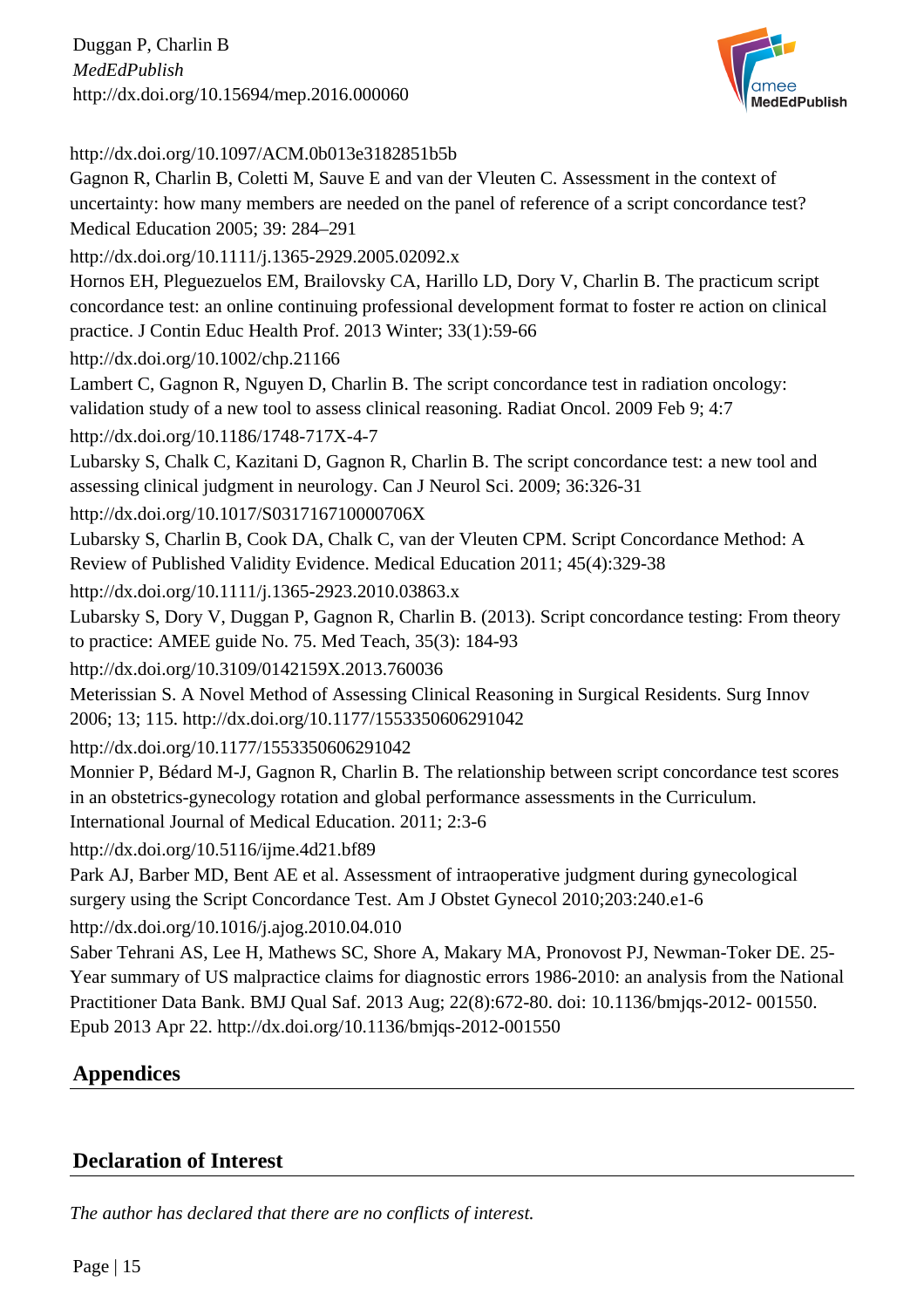http://dx.doi.org/10.1097/ACM.0b013e3182851b5b

Gagnon R, Charlin B, Coletti M, Sauve E and van der Vleuten C. Assessment in the context of uncertainty: how many members are needed on the panel of reference of a script concordance test? Medical Education 2005; 39: 284–291

http://dx.doi.org/10.1111/j.1365-2929.2005.02092.x

Hornos EH, Pleguezuelos EM, Brailovsky CA, Harillo LD, Dory V, Charlin B. The practicum script concordance test: an online continuing professional development format to foster re action on clinical practice. J Contin Educ Health Prof. 2013 Winter; 33(1):59-66

http://dx.doi.org/10.1002/chp.21166

Lambert C, Gagnon R, Nguyen D, Charlin B. The script concordance test in radiation oncology: validation study of a new tool to assess clinical reasoning. Radiat Oncol. 2009 Feb 9; 4:7

http://dx.doi.org/10.1186/1748-717X-4-7

Lubarsky S, Chalk C, Kazitani D, Gagnon R, Charlin B. The script concordance test: a new tool and assessing clinical judgment in neurology. Can J Neurol Sci. 2009; 36:326-31

http://dx.doi.org/10.1017/S031716710000706X

Lubarsky S, Charlin B, Cook DA, Chalk C, van der Vleuten CPM. Script Concordance Method: A Review of Published Validity Evidence. Medical Education 2011; 45(4):329-38

http://dx.doi.org/10.1111/j.1365-2923.2010.03863.x

Lubarsky S, Dory V, Duggan P, Gagnon R, Charlin B. (2013). Script concordance testing: From theory to practice: AMEE guide No. 75. Med Teach, 35(3): 184-93

http://dx.doi.org/10.3109/0142159X.2013.760036

Meterissian S. A Novel Method of Assessing Clinical Reasoning in Surgical Residents. Surg Innov 2006; 13; 115. http://dx.doi.org/10.1177/1553350606291042

http://dx.doi.org/10.1177/1553350606291042

Monnier P, Bédard M-J, Gagnon R, Charlin B. The relationship between script concordance test scores in an obstetrics-gynecology rotation and global performance assessments in the Curriculum. International Journal of Medical Education. 2011; 2:3-6

http://dx.doi.org/10.5116/ijme.4d21.bf89

Park AJ, Barber MD, Bent AE et al. Assessment of intraoperative judgment during gynecological surgery using the Script Concordance Test. Am J Obstet Gynecol 2010;203:240.e1-6

http://dx.doi.org/10.1016/j.ajog.2010.04.010

Saber Tehrani AS, Lee H, Mathews SC, Shore A, Makary MA, Pronovost PJ, Newman-Toker DE. 25-Year summary of US malpractice claims for diagnostic errors 1986-2010: an analysis from the National Practitioner Data Bank. BMJ Qual Saf. 2013 Aug; 22(8):672-80. doi: 10.1136/bmjqs-2012- 001550. Epub 2013 Apr 22. http://dx.doi.org/10.1136/bmjqs-2012-001550

## Appendices

## Declaration of Interest

*The author has declared that there are no conflicts of interest.*